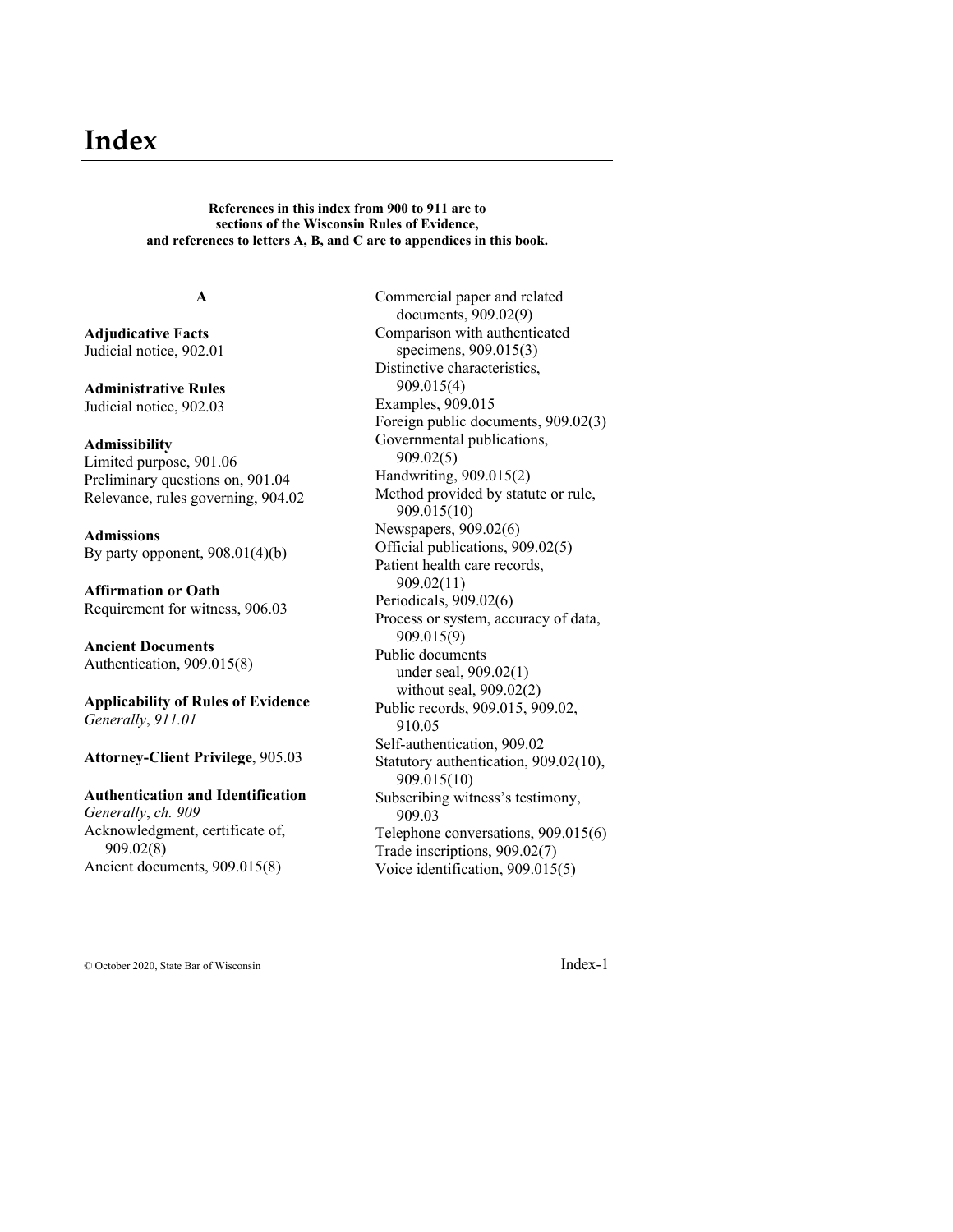# Index

**References in this index from 900 to 911 are to sections of the Wisconsin Rules of Evidence, and references to letters A, B, and C are to appendices in this book.**

### A

**Adjudicative Facts**
Judicial notice, 902.01

**Administrative Rules**
Judicial notice, 902.03

**Admissibility**
Limited purpose, 901.06
Preliminary questions on, 901.04
Relevance, rules governing, 904.02

**Admissions**
By party opponent, 908.01(4)(b)

**Affirmation or Oath**
Requirement for witness, 906.03

**Ancient Documents**
Authentication, 909.015(8)

**Applicability of Rules of Evidence**
*Generally*, *911.01*

**Attorney-Client Privilege**, 905.03

**Authentication and Identification**
*Generally*, *ch. 909*
Acknowledgment, certificate of, 909.02(8)
Ancient documents, 909.015(8)
Commercial paper and related documents, 909.02(9)
Comparison with authenticated specimens, 909.015(3)
Distinctive characteristics, 909.015(4)
Examples, 909.015
Foreign public documents, 909.02(3)
Governmental publications, 909.02(5)
Handwriting, 909.015(2)
Method provided by statute or rule, 909.015(10)
Newspapers, 909.02(6)
Official publications, 909.02(5)
Patient health care records, 909.02(11)
Periodicals, 909.02(6)
Process or system, accuracy of data, 909.015(9)
Public documents
- under seal, 909.02(1)
- without seal, 909.02(2)

Public records, 909.015, 909.02, 910.05
Self-authentication, 909.02
Statutory authentication, 909.02(10), 909.015(10)
Subscribing witness's testimony, 909.03
Telephone conversations, 909.015(6)
Trade inscriptions, 909.02(7)
Voice identification, 909.015(5)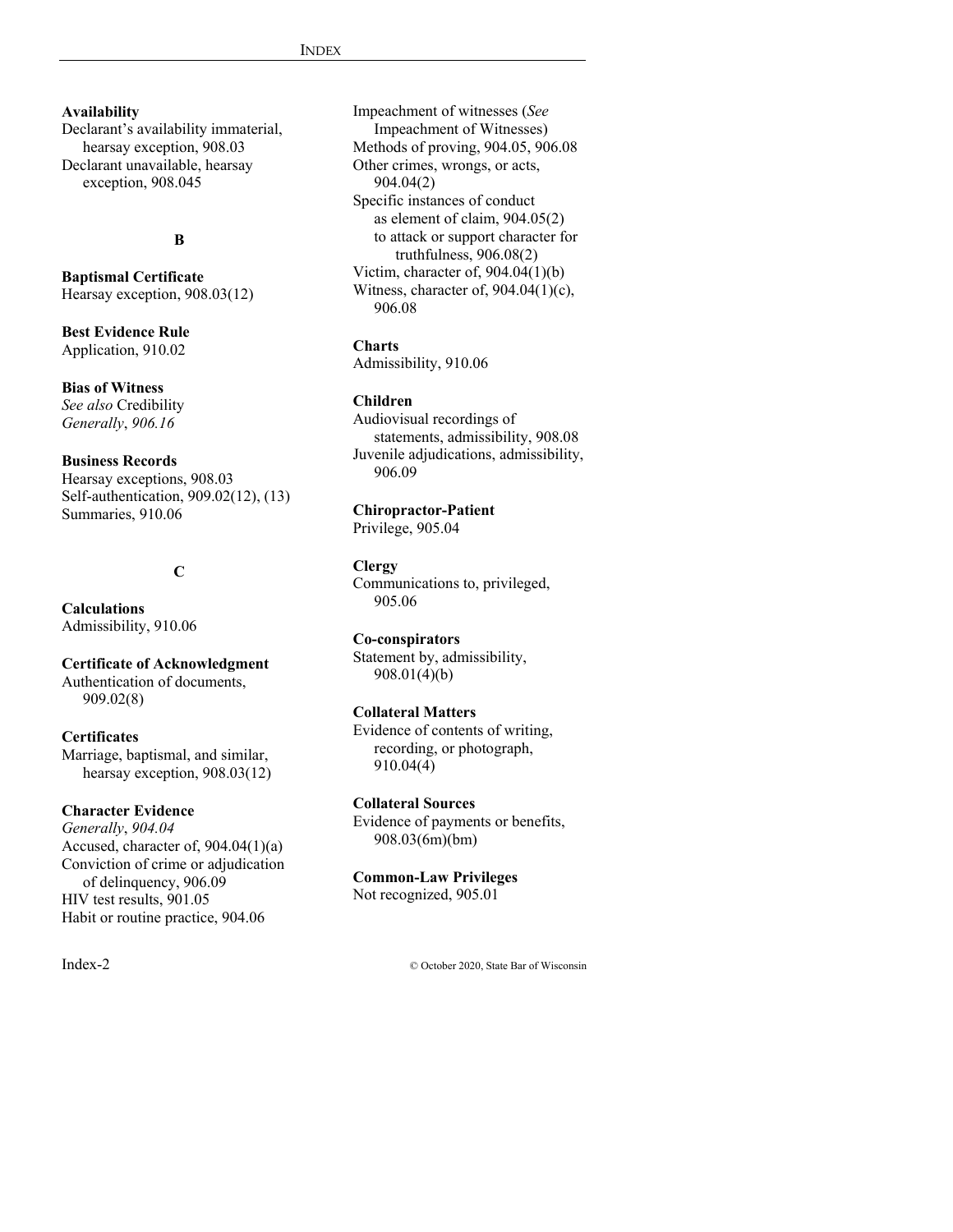**Availability**
Declarant's availability immaterial, hearsay exception, 908.03
Declarant unavailable, hearsay exception, 908.045

## B

**Baptismal Certificate**
Hearsay exception, 908.03(12)

**Best Evidence Rule**
Application, 910.02

**Bias of Witness**
*See also* Credibility
*Generally*, *906.16*

**Business Records**
Hearsay exceptions, 908.03
Self-authentication, 909.02(12), (13)
Summaries, 910.06

## C

**Calculations**
Admissibility, 910.06

**Certificate of Acknowledgment**
Authentication of documents, 909.02(8)

**Certificates**
Marriage, baptismal, and similar, hearsay exception, 908.03(12)

**Character Evidence**
*Generally*, *904.04*
Accused, character of, 904.04(1)(a)
Conviction of crime or adjudication of delinquency, 906.09
HIV test results, 901.05
Habit or routine practice, 904.06
Impeachment of witnesses (*See* Impeachment of Witnesses)
Methods of proving, 904.05, 906.08
Other crimes, wrongs, or acts, 904.04(2)
Specific instances of conduct
- as element of claim, 904.05(2)
- to attack or support character for truthfulness, 906.08(2)

Victim, character of, 904.04(1)(b)
Witness, character of, 904.04(1)(c), 906.08

**Charts**
Admissibility, 910.06

**Children**
Audiovisual recordings of statements, admissibility, 908.08
Juvenile adjudications, admissibility, 906.09

**Chiropractor-Patient**
Privilege, 905.04

**Clergy**
Communications to, privileged, 905.06

**Co-conspirators**
Statement by, admissibility, 908.01(4)(b)

**Collateral Matters**
Evidence of contents of writing, recording, or photograph, 910.04(4)

**Collateral Sources**
Evidence of payments or benefits, 908.03(6m)(bm)

**Common-Law Privileges**
Not recognized, 905.01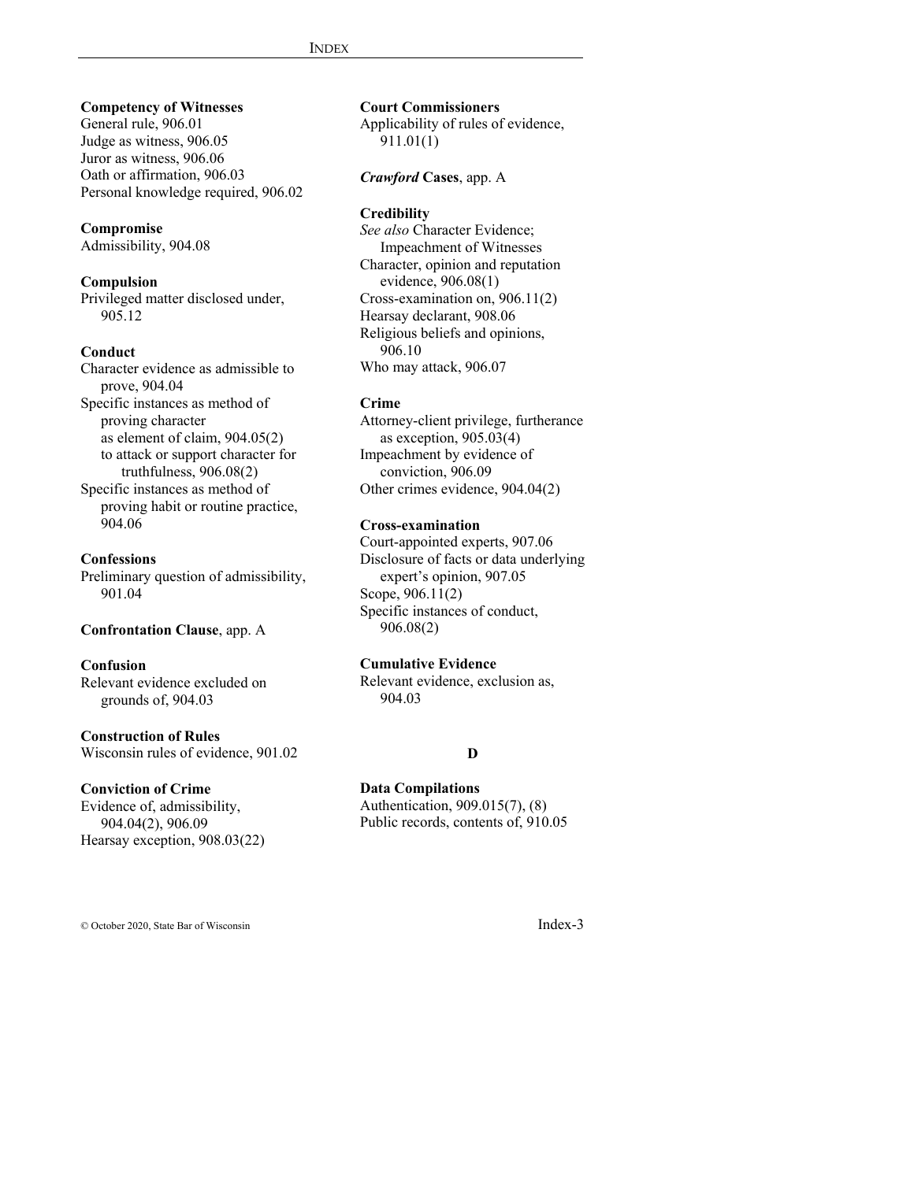**Competency of Witnesses**
General rule, 906.01
Judge as witness, 906.05
Juror as witness, 906.06
Oath or affirmation, 906.03
Personal knowledge required, 906.02

**Compromise**
Admissibility, 904.08

**Compulsion**
Privileged matter disclosed under, 905.12

**Conduct**
Character evidence as admissible to prove, 904.04
Specific instances as method of proving character
- as element of claim, 904.05(2)
- to attack or support character for truthfulness, 906.08(2)

Specific instances as method of proving habit or routine practice, 904.06

**Confessions**
Preliminary question of admissibility, 901.04

**Confrontation Clause**, app. A

**Confusion**
Relevant evidence excluded on grounds of, 904.03

**Construction of Rules**
Wisconsin rules of evidence, 901.02

**Conviction of Crime**
Evidence of, admissibility, 904.04(2), 906.09
Hearsay exception, 908.03(22)

**Court Commissioners**
Applicability of rules of evidence, 911.01(1)

***Crawford* Cases**, app. A

**Credibility**
*See also* Character Evidence; Impeachment of Witnesses
Character, opinion and reputation evidence, 906.08(1)
Cross-examination on, 906.11(2)
Hearsay declarant, 908.06
Religious beliefs and opinions, 906.10
Who may attack, 906.07

**Crime**
Attorney-client privilege, furtherance as exception, 905.03(4)
Impeachment by evidence of conviction, 906.09
Other crimes evidence, 904.04(2)

**Cross-examination**
Court-appointed experts, 907.06
Disclosure of facts or data underlying expert's opinion, 907.05
Scope, 906.11(2)
Specific instances of conduct, 906.08(2)

**Cumulative Evidence**
Relevant evidence, exclusion as, 904.03

## D

**Data Compilations**
Authentication, 909.015(7), (8)
Public records, contents of, 910.05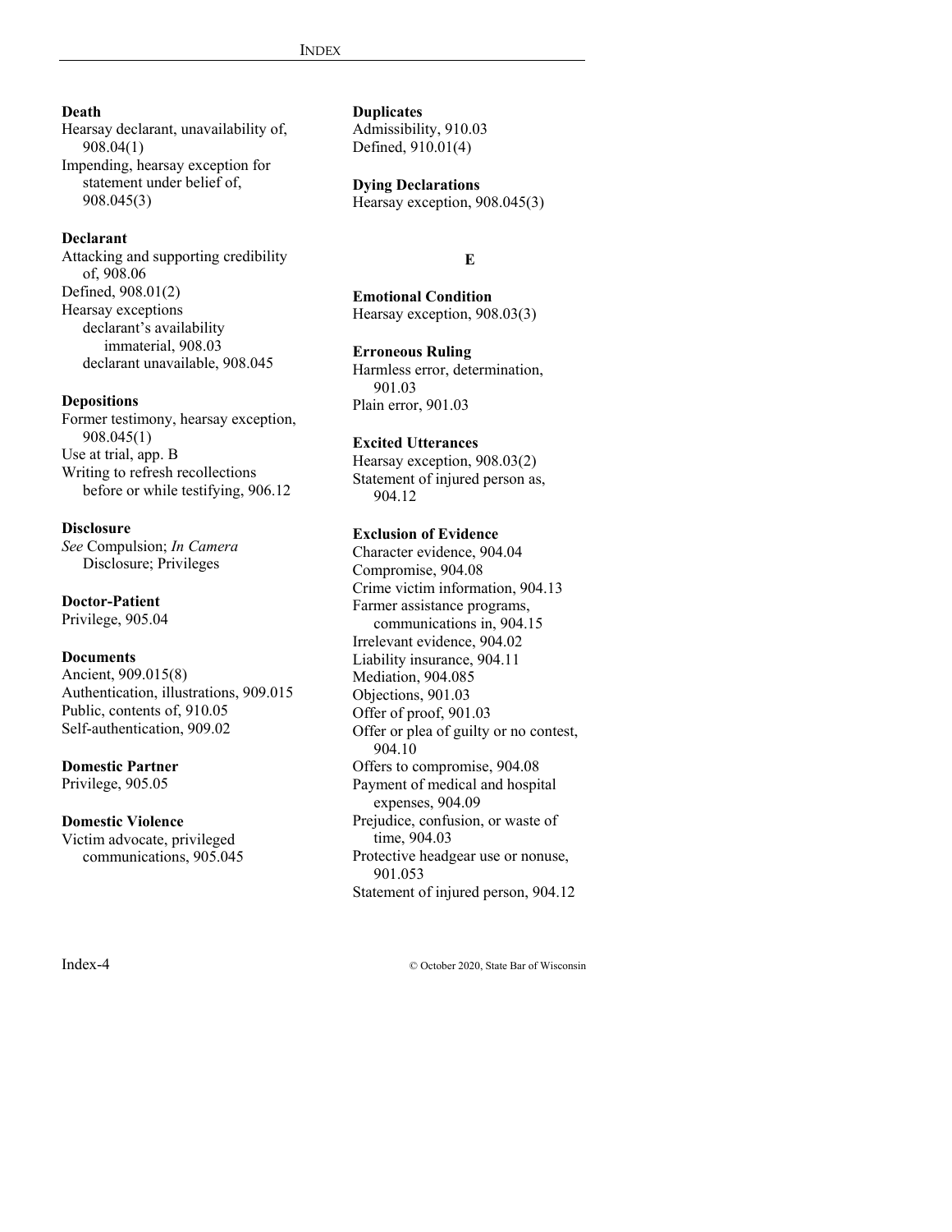**Death**
Hearsay declarant, unavailability of, 908.04(1)
Impending, hearsay exception for statement under belief of, 908.045(3)

**Declarant**
Attacking and supporting credibility of, 908.06
Defined, 908.01(2)
Hearsay exceptions
- declarant's availability immaterial, 908.03
- declarant unavailable, 908.045

**Depositions**
Former testimony, hearsay exception, 908.045(1)
Use at trial, app. B
Writing to refresh recollections before or while testifying, 906.12

**Disclosure**
*See* Compulsion; *In Camera* Disclosure; Privileges

**Doctor-Patient**
Privilege, 905.04

**Documents**
Ancient, 909.015(8)
Authentication, illustrations, 909.015
Public, contents of, 910.05
Self-authentication, 909.02

**Domestic Partner**
Privilege, 905.05

**Domestic Violence**
Victim advocate, privileged communications, 905.045

**Duplicates**
Admissibility, 910.03
Defined, 910.01(4)

**Dying Declarations**
Hearsay exception, 908.045(3)

## E

**Emotional Condition**
Hearsay exception, 908.03(3)

**Erroneous Ruling**
Harmless error, determination, 901.03
Plain error, 901.03

**Excited Utterances**
Hearsay exception, 908.03(2)
Statement of injured person as, 904.12

**Exclusion of Evidence**
Character evidence, 904.04
Compromise, 904.08
Crime victim information, 904.13
Farmer assistance programs, communications in, 904.15
Irrelevant evidence, 904.02
Liability insurance, 904.11
Mediation, 904.085
Objections, 901.03
Offer of proof, 901.03
Offer or plea of guilty or no contest, 904.10
Offers to compromise, 904.08
Payment of medical and hospital expenses, 904.09
Prejudice, confusion, or waste of time, 904.03
Protective headgear use or nonuse, 901.053
Statement of injured person, 904.12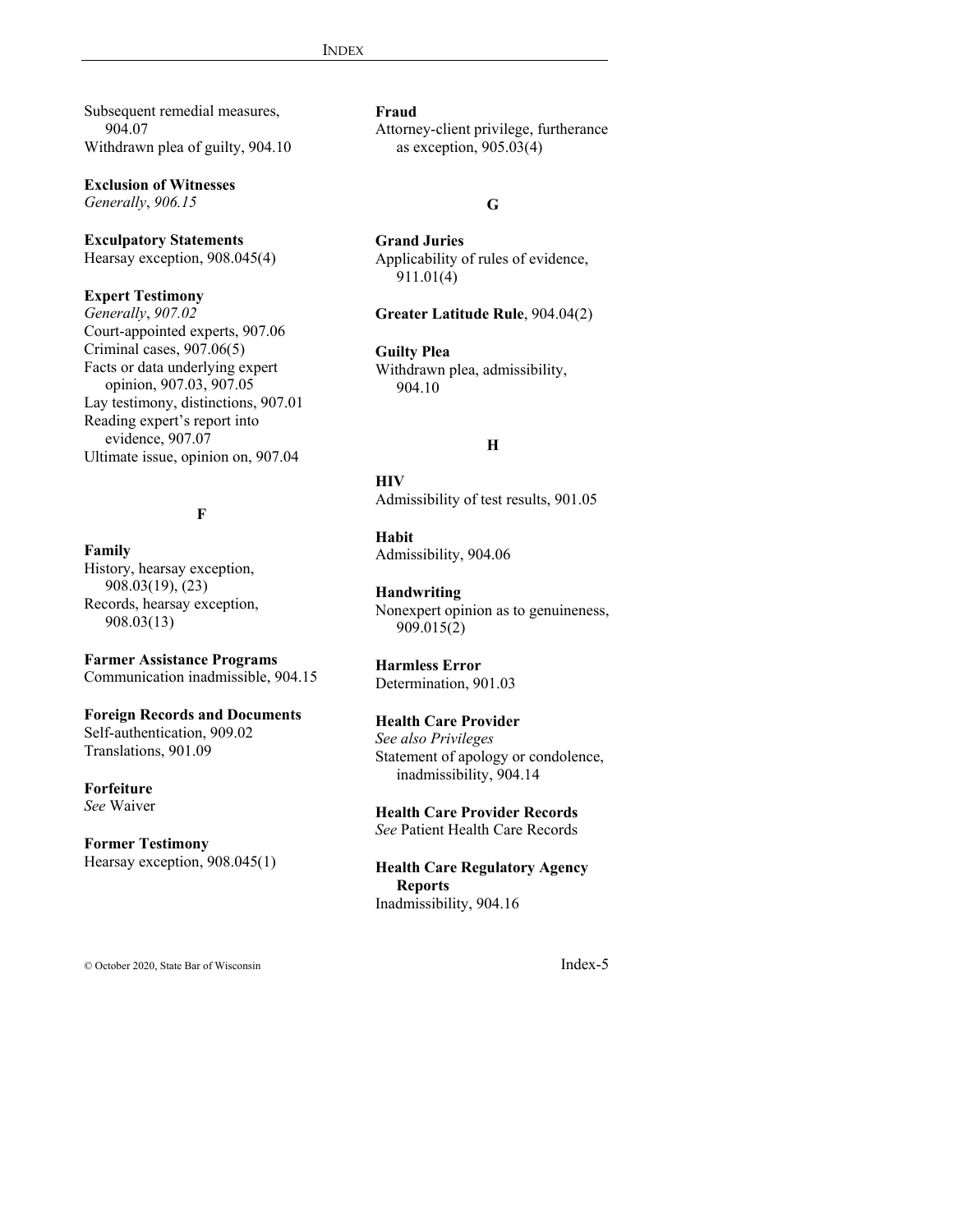Subsequent remedial measures, 904.07
Withdrawn plea of guilty, 904.10

**Exclusion of Witnesses**
*Generally*, *906.15*

**Exculpatory Statements**
Hearsay exception, 908.045(4)

**Expert Testimony**
*Generally*, *907.02*
Court-appointed experts, 907.06
Criminal cases, 907.06(5)
Facts or data underlying expert opinion, 907.03, 907.05
Lay testimony, distinctions, 907.01
Reading expert's report into evidence, 907.07
Ultimate issue, opinion on, 907.04

## F

**Family**
History, hearsay exception, 908.03(19), (23)
Records, hearsay exception, 908.03(13)

**Farmer Assistance Programs**
Communication inadmissible, 904.15

**Foreign Records and Documents**
Self-authentication, 909.02
Translations, 901.09

**Forfeiture**
*See* Waiver

**Former Testimony**
Hearsay exception, 908.045(1)

**Fraud**
Attorney-client privilege, furtherance as exception, 905.03(4)

## G

**Grand Juries**
Applicability of rules of evidence, 911.01(4)

**Greater Latitude Rule**, 904.04(2)

**Guilty Plea**
Withdrawn plea, admissibility, 904.10

## H

**HIV**
Admissibility of test results, 901.05

**Habit**
Admissibility, 904.06

**Handwriting**
Nonexpert opinion as to genuineness, 909.015(2)

**Harmless Error**
Determination, 901.03

**Health Care Provider**
*See also Privileges*
Statement of apology or condolence, inadmissibility, 904.14

**Health Care Provider Records**
*See* Patient Health Care Records

**Health Care Regulatory Agency Reports**
Inadmissibility, 904.16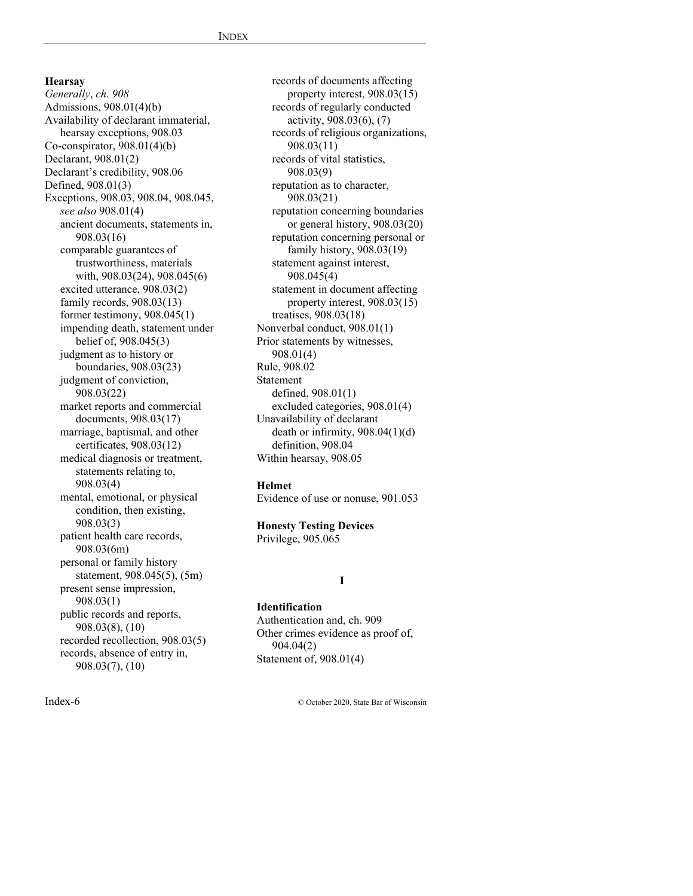**Hearsay**

*Generally*, *ch. 908*

Admissions, 908.01(4)(b)

Availability of declarant immaterial, hearsay exceptions, 908.03

Co-conspirator, 908.01(4)(b)

Declarant, 908.01(2)

Declarant's credibility, 908.06

Defined, 908.01(3)

Exceptions, 908.03, 908.04, 908.045, *see also* 908.01(4)

- ancient documents, statements in, 908.03(16)
- comparable guarantees of trustworthiness, materials with, 908.03(24), 908.045(6)
- excited utterance, 908.03(2)
- family records, 908.03(13)
- former testimony, 908.045(1)
- impending death, statement under belief of, 908.045(3)
- judgment as to history or boundaries, 908.03(23)
- judgment of conviction, 908.03(22)
- market reports and commercial documents, 908.03(17)
- marriage, baptismal, and other certificates, 908.03(12)
- medical diagnosis or treatment, statements relating to, 908.03(4)
- mental, emotional, or physical condition, then existing, 908.03(3)
- patient health care records, 908.03(6m)
- personal or family history statement, 908.045(5), (5m)
- present sense impression, 908.03(1)
- public records and reports, 908.03(8), (10)
- recorded recollection, 908.03(5)
- records, absence of entry in, 908.03(7), (10)
- records of documents affecting property interest, 908.03(15)
- records of regularly conducted activity, 908.03(6), (7)
- records of religious organizations, 908.03(11)
- records of vital statistics, 908.03(9)
- reputation as to character, 908.03(21)
- reputation concerning boundaries or general history, 908.03(20)
- reputation concerning personal or family history, 908.03(19)
- statement against interest, 908.045(4)
- statement in document affecting property interest, 908.03(15)
- treatises, 908.03(18)

Nonverbal conduct, 908.01(1)

Prior statements by witnesses, 908.01(4)

Rule, 908.02

Statement

- defined, 908.01(1)
- excluded categories, 908.01(4)

Unavailability of declarant

- death or infirmity, 908.04(1)(d)
- definition, 908.04

Within hearsay, 908.05

**Helmet**

Evidence of use or nonuse, 901.053

**Honesty Testing Devices**

Privilege, 905.065

## I

**Identification**

Authentication and, ch. 909

Other crimes evidence as proof of, 904.04(2)

Statement of, 908.01(4)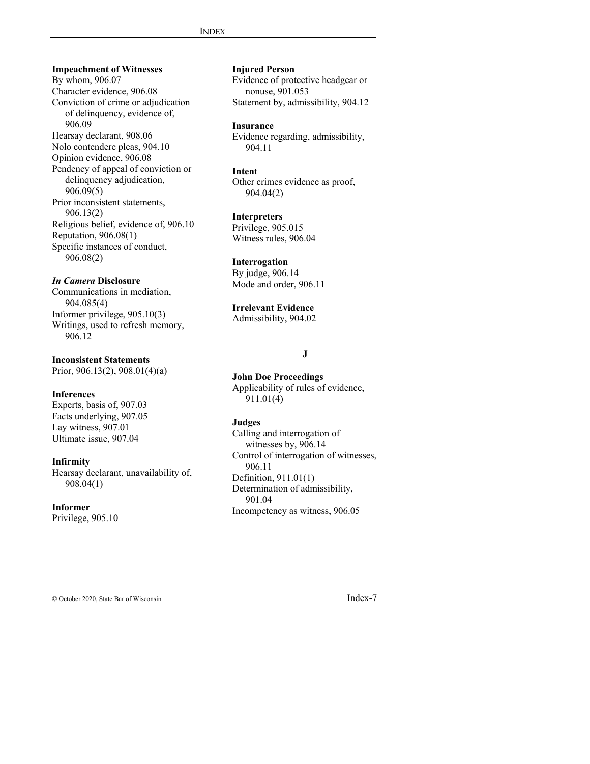**Impeachment of Witnesses**
By whom, 906.07
Character evidence, 906.08
Conviction of crime or adjudication of delinquency, evidence of, 906.09
Hearsay declarant, 908.06
Nolo contendere pleas, 904.10
Opinion evidence, 906.08
Pendency of appeal of conviction or delinquency adjudication, 906.09(5)
Prior inconsistent statements, 906.13(2)
Religious belief, evidence of, 906.10
Reputation, 906.08(1)
Specific instances of conduct, 906.08(2)

***In Camera* Disclosure**
Communications in mediation, 904.085(4)
Informer privilege, 905.10(3)
Writings, used to refresh memory, 906.12

**Inconsistent Statements**
Prior, 906.13(2), 908.01(4)(a)

**Inferences**
Experts, basis of, 907.03
Facts underlying, 907.05
Lay witness, 907.01
Ultimate issue, 907.04

**Infirmity**
Hearsay declarant, unavailability of, 908.04(1)

**Informer**
Privilege, 905.10

**Injured Person**
Evidence of protective headgear or nonuse, 901.053
Statement by, admissibility, 904.12

**Insurance**
Evidence regarding, admissibility, 904.11

**Intent**
Other crimes evidence as proof, 904.04(2)

**Interpreters**
Privilege, 905.015
Witness rules, 906.04

**Interrogation**
By judge, 906.14
Mode and order, 906.11

**Irrelevant Evidence**
Admissibility, 904.02

## J

**John Doe Proceedings**
Applicability of rules of evidence, 911.01(4)

**Judges**
Calling and interrogation of witnesses by, 906.14
Control of interrogation of witnesses, 906.11
Definition, 911.01(1)
Determination of admissibility, 901.04
Incompetency as witness, 906.05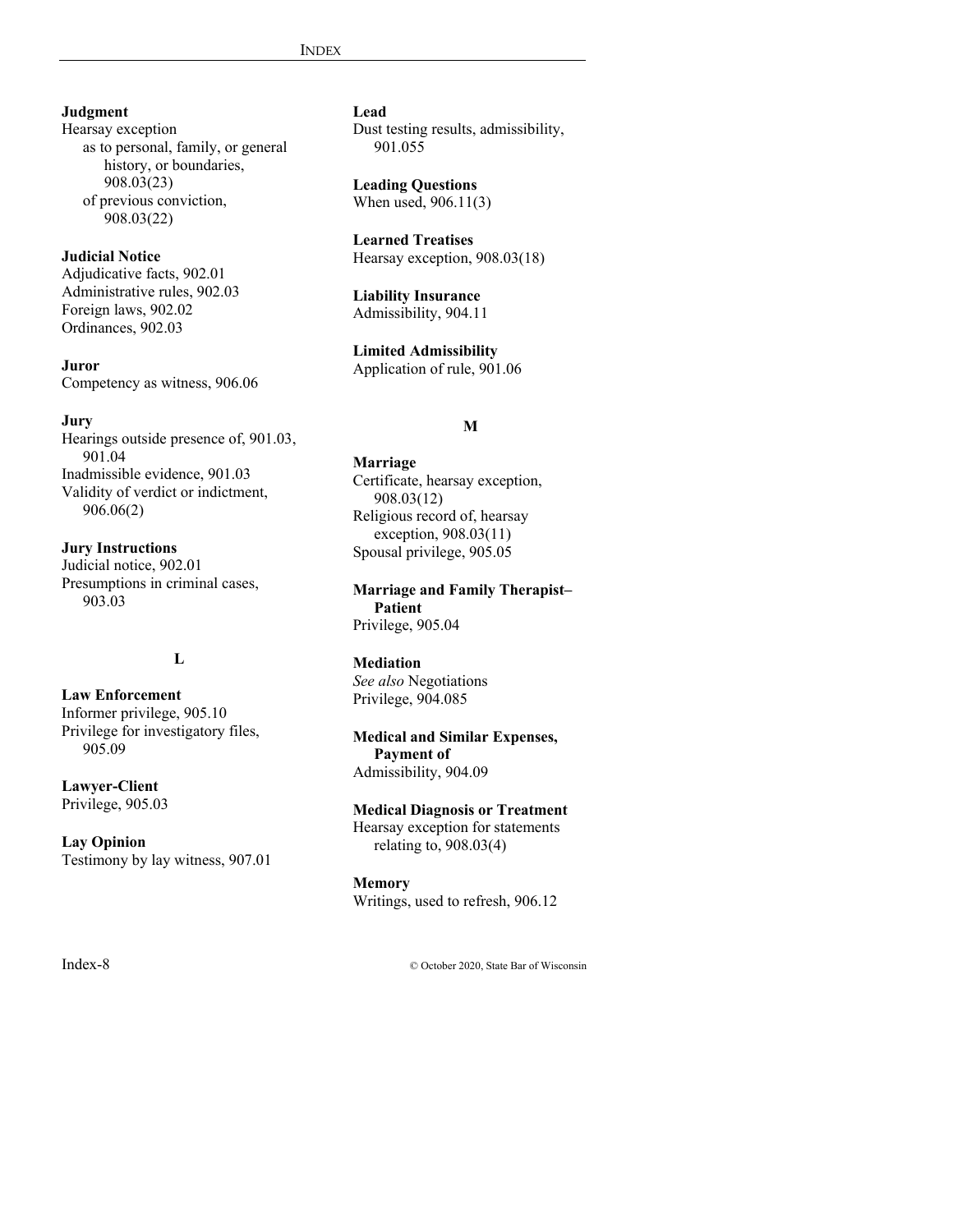**Judgment**
Hearsay exception
- as to personal, family, or general history, or boundaries, 908.03(23)
- of previous conviction, 908.03(22)

**Judicial Notice**
Adjudicative facts, 902.01
Administrative rules, 902.03
Foreign laws, 902.02
Ordinances, 902.03

**Juror**
Competency as witness, 906.06

**Jury**
Hearings outside presence of, 901.03, 901.04
Inadmissible evidence, 901.03
Validity of verdict or indictment, 906.06(2)

**Jury Instructions**
Judicial notice, 902.01
Presumptions in criminal cases, 903.03

## L

**Law Enforcement**
Informer privilege, 905.10
Privilege for investigatory files, 905.09

**Lawyer-Client**
Privilege, 905.03

**Lay Opinion**
Testimony by lay witness, 907.01

**Lead**
Dust testing results, admissibility, 901.055

**Leading Questions**
When used, 906.11(3)

**Learned Treatises**
Hearsay exception, 908.03(18)

**Liability Insurance**
Admissibility, 904.11

**Limited Admissibility**
Application of rule, 901.06

## M

**Marriage**
Certificate, hearsay exception, 908.03(12)
Religious record of, hearsay exception, 908.03(11)
Spousal privilege, 905.05

**Marriage and Family Therapist–Patient**
Privilege, 905.04

**Mediation**
*See also* Negotiations
Privilege, 904.085

**Medical and Similar Expenses, Payment of**
Admissibility, 904.09

**Medical Diagnosis or Treatment**
Hearsay exception for statements relating to, 908.03(4)

**Memory**
Writings, used to refresh, 906.12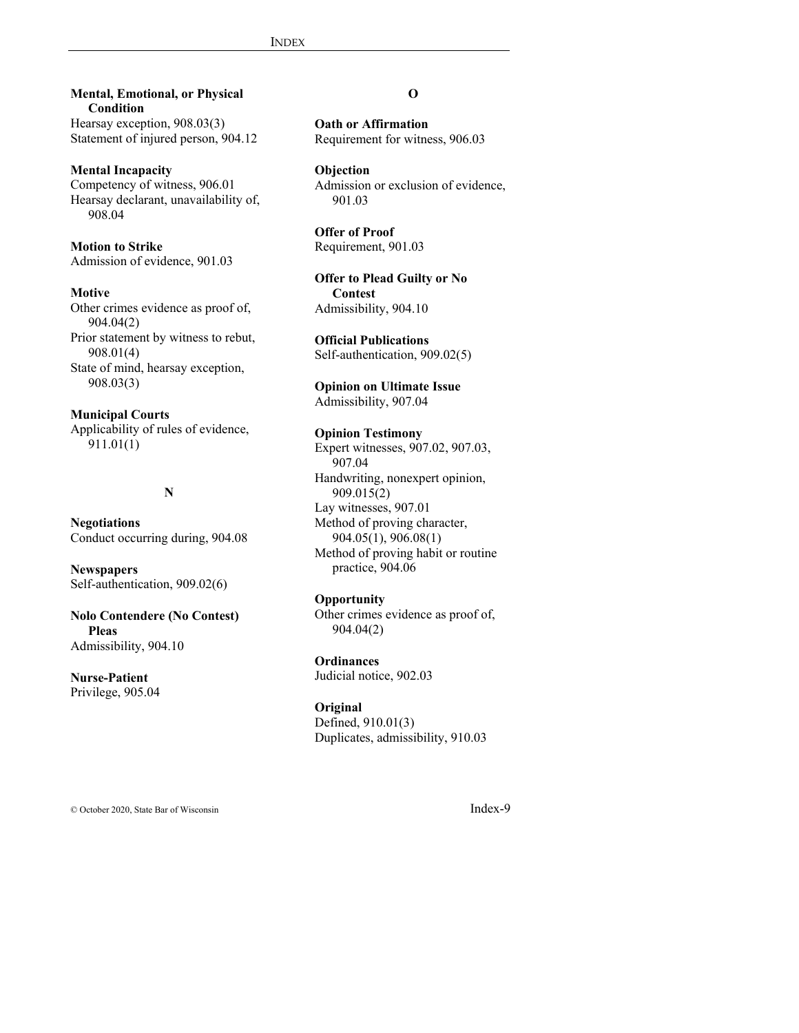**Mental, Emotional, or Physical Condition**
Hearsay exception, 908.03(3)
Statement of injured person, 904.12

**Mental Incapacity**
Competency of witness, 906.01
Hearsay declarant, unavailability of, 908.04

**Motion to Strike**
Admission of evidence, 901.03

**Motive**
Other crimes evidence as proof of, 904.04(2)
Prior statement by witness to rebut, 908.01(4)
State of mind, hearsay exception, 908.03(3)

**Municipal Courts**
Applicability of rules of evidence, 911.01(1)

## N

**Negotiations**
Conduct occurring during, 904.08

**Newspapers**
Self-authentication, 909.02(6)

**Nolo Contendere (No Contest) Pleas**
Admissibility, 904.10

**Nurse-Patient**
Privilege, 905.04

## O

**Oath or Affirmation**
Requirement for witness, 906.03

**Objection**
Admission or exclusion of evidence, 901.03

**Offer of Proof**
Requirement, 901.03

**Offer to Plead Guilty or No Contest**
Admissibility, 904.10

**Official Publications**
Self-authentication, 909.02(5)

**Opinion on Ultimate Issue**
Admissibility, 907.04

**Opinion Testimony**
Expert witnesses, 907.02, 907.03, 907.04
Handwriting, nonexpert opinion, 909.015(2)
Lay witnesses, 907.01
Method of proving character, 904.05(1), 906.08(1)
Method of proving habit or routine practice, 904.06

**Opportunity**
Other crimes evidence as proof of, 904.04(2)

**Ordinances**
Judicial notice, 902.03

**Original**
Defined, 910.01(3)
Duplicates, admissibility, 910.03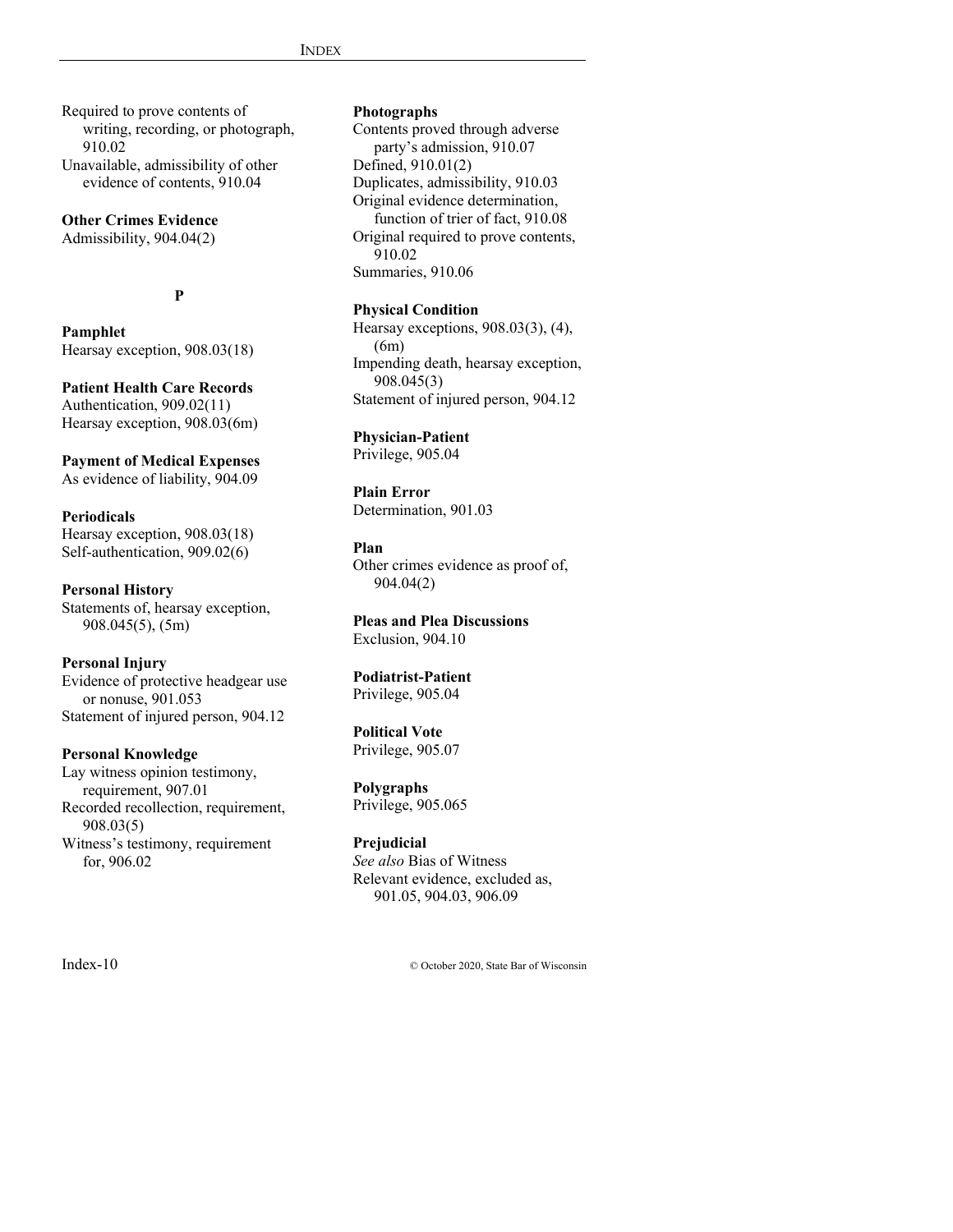Required to prove contents of writing, recording, or photograph, 910.02
Unavailable, admissibility of other evidence of contents, 910.04

**Other Crimes Evidence**
Admissibility, 904.04(2)

**P**

**Pamphlet**
Hearsay exception, 908.03(18)

**Patient Health Care Records**
Authentication, 909.02(11)
Hearsay exception, 908.03(6m)

**Payment of Medical Expenses**
As evidence of liability, 904.09

**Periodicals**
Hearsay exception, 908.03(18)
Self-authentication, 909.02(6)

**Personal History**
Statements of, hearsay exception, 908.045(5), (5m)

**Personal Injury**
Evidence of protective headgear use or nonuse, 901.053
Statement of injured person, 904.12

**Personal Knowledge**
Lay witness opinion testimony, requirement, 907.01
Recorded recollection, requirement, 908.03(5)
Witness's testimony, requirement for, 906.02

**Photographs**
Contents proved through adverse party's admission, 910.07
Defined, 910.01(2)
Duplicates, admissibility, 910.03
Original evidence determination, function of trier of fact, 910.08
Original required to prove contents, 910.02
Summaries, 910.06

**Physical Condition**
Hearsay exceptions, 908.03(3), (4), (6m)
Impending death, hearsay exception, 908.045(3)
Statement of injured person, 904.12

**Physician-Patient**
Privilege, 905.04

**Plain Error**
Determination, 901.03

**Plan**
Other crimes evidence as proof of, 904.04(2)

**Pleas and Plea Discussions**
Exclusion, 904.10

**Podiatrist-Patient**
Privilege, 905.04

**Political Vote**
Privilege, 905.07

**Polygraphs**
Privilege, 905.065

**Prejudicial**
*See also* Bias of Witness
Relevant evidence, excluded as, 901.05, 904.03, 906.09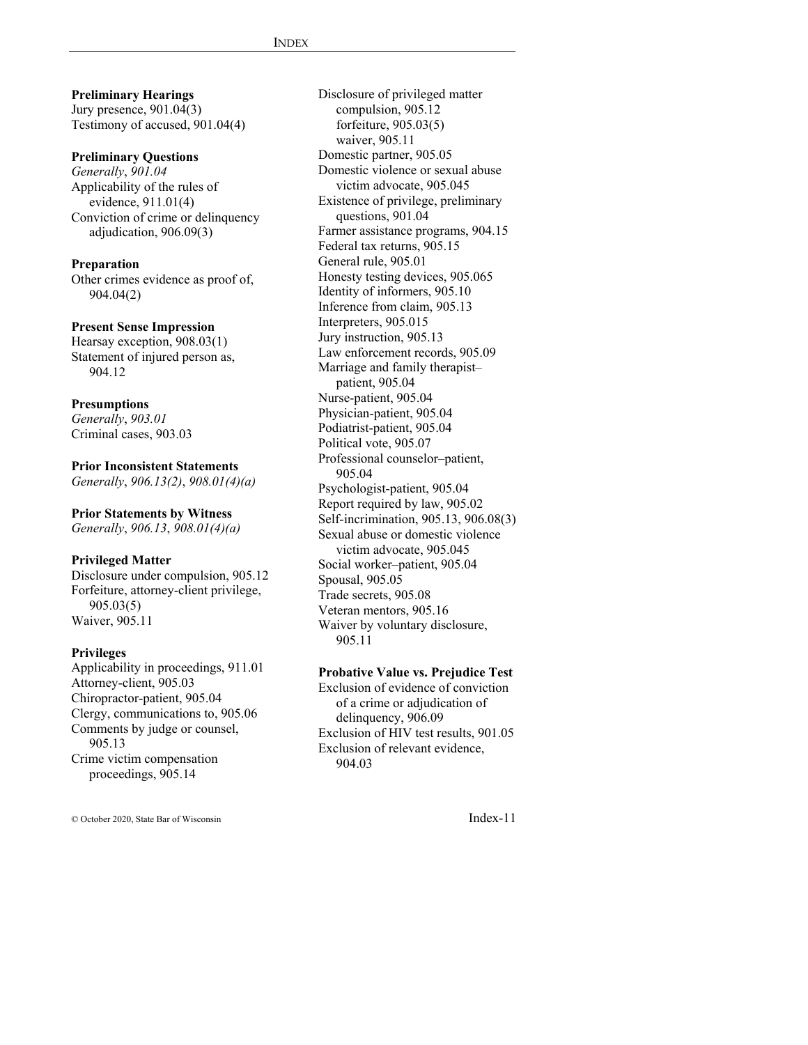**Preliminary Hearings**
Jury presence, 901.04(3)
Testimony of accused, 901.04(4)

**Preliminary Questions**
*Generally*, *901.04*
Applicability of the rules of evidence, 911.01(4)
Conviction of crime or delinquency adjudication, 906.09(3)

**Preparation**
Other crimes evidence as proof of, 904.04(2)

**Present Sense Impression**
Hearsay exception, 908.03(1)
Statement of injured person as, 904.12

**Presumptions**
*Generally*, *903.01*
Criminal cases, 903.03

**Prior Inconsistent Statements**
*Generally*, *906.13(2)*, *908.01(4)(a)*

**Prior Statements by Witness**
*Generally*, *906.13*, *908.01(4)(a)*

**Privileged Matter**
Disclosure under compulsion, 905.12
Forfeiture, attorney-client privilege, 905.03(5)
Waiver, 905.11

**Privileges**
Applicability in proceedings, 911.01
Attorney-client, 905.03
Chiropractor-patient, 905.04
Clergy, communications to, 905.06
Comments by judge or counsel, 905.13
Crime victim compensation proceedings, 905.14
Disclosure of privileged matter
- compulsion, 905.12
- forfeiture, 905.03(5)
- waiver, 905.11

Domestic partner, 905.05
Domestic violence or sexual abuse victim advocate, 905.045
Existence of privilege, preliminary questions, 901.04
Farmer assistance programs, 904.15
Federal tax returns, 905.15
General rule, 905.01
Honesty testing devices, 905.065
Identity of informers, 905.10
Inference from claim, 905.13
Interpreters, 905.015
Jury instruction, 905.13
Law enforcement records, 905.09
Marriage and family therapist–patient, 905.04
Nurse-patient, 905.04
Physician-patient, 905.04
Podiatrist-patient, 905.04
Political vote, 905.07
Professional counselor–patient, 905.04
Psychologist-patient, 905.04
Report required by law, 905.02
Self-incrimination, 905.13, 906.08(3)
Sexual abuse or domestic violence victim advocate, 905.045
Social worker–patient, 905.04
Spousal, 905.05
Trade secrets, 905.08
Veteran mentors, 905.16
Waiver by voluntary disclosure, 905.11

**Probative Value vs. Prejudice Test**
Exclusion of evidence of conviction of a crime or adjudication of delinquency, 906.09
Exclusion of HIV test results, 901.05
Exclusion of relevant evidence, 904.03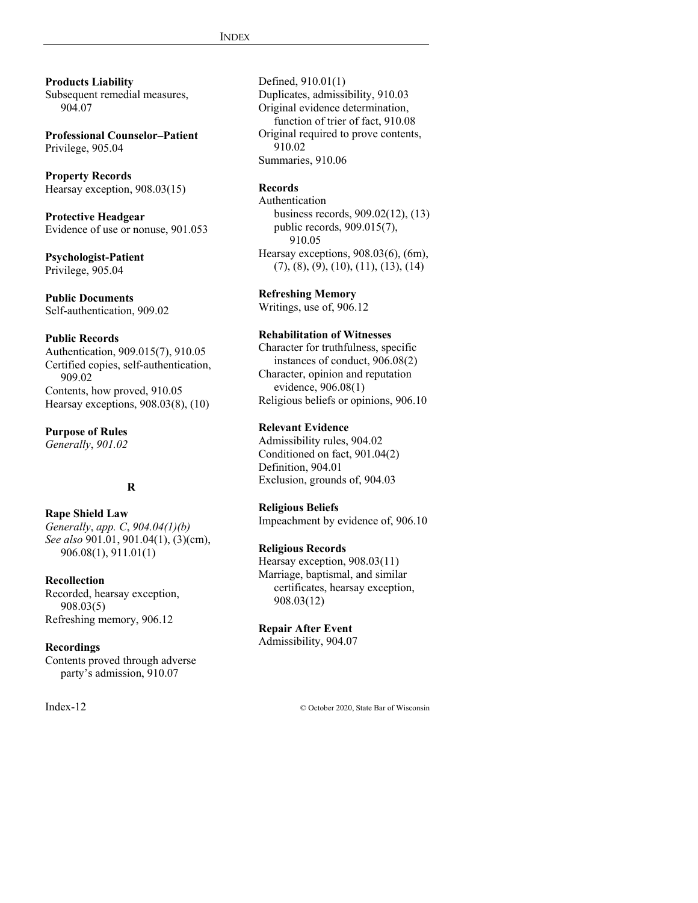**Products Liability**
Subsequent remedial measures, 904.07

**Professional Counselor–Patient**
Privilege, 905.04

**Property Records**
Hearsay exception, 908.03(15)

**Protective Headgear**
Evidence of use or nonuse, 901.053

**Psychologist-Patient**
Privilege, 905.04

**Public Documents**
Self-authentication, 909.02

**Public Records**
Authentication, 909.015(7), 910.05
Certified copies, self-authentication, 909.02
Contents, how proved, 910.05
Hearsay exceptions, 908.03(8), (10)

**Purpose of Rules**
*Generally*, *901.02*

**R**

**Rape Shield Law**
*Generally*, *app. C*, *904.04(1)(b)*
*See also* 901.01, 901.04(1), (3)(cm), 906.08(1), 911.01(1)

**Recollection**
Recorded, hearsay exception, 908.03(5)
Refreshing memory, 906.12

**Recordings**
Contents proved through adverse party's admission, 910.07
Defined, 910.01(1)
Duplicates, admissibility, 910.03
Original evidence determination, function of trier of fact, 910.08
Original required to prove contents, 910.02
Summaries, 910.06

**Records**
Authentication
- business records, 909.02(12), (13)
- public records, 909.015(7), 910.05

Hearsay exceptions, 908.03(6), (6m), (7), (8), (9), (10), (11), (13), (14)

**Refreshing Memory**
Writings, use of, 906.12

**Rehabilitation of Witnesses**
Character for truthfulness, specific instances of conduct, 906.08(2)
Character, opinion and reputation evidence, 906.08(1)
Religious beliefs or opinions, 906.10

**Relevant Evidence**
Admissibility rules, 904.02
Conditioned on fact, 901.04(2)
Definition, 904.01
Exclusion, grounds of, 904.03

**Religious Beliefs**
Impeachment by evidence of, 906.10

**Religious Records**
Hearsay exception, 908.03(11)
Marriage, baptismal, and similar certificates, hearsay exception, 908.03(12)

**Repair After Event**
Admissibility, 904.07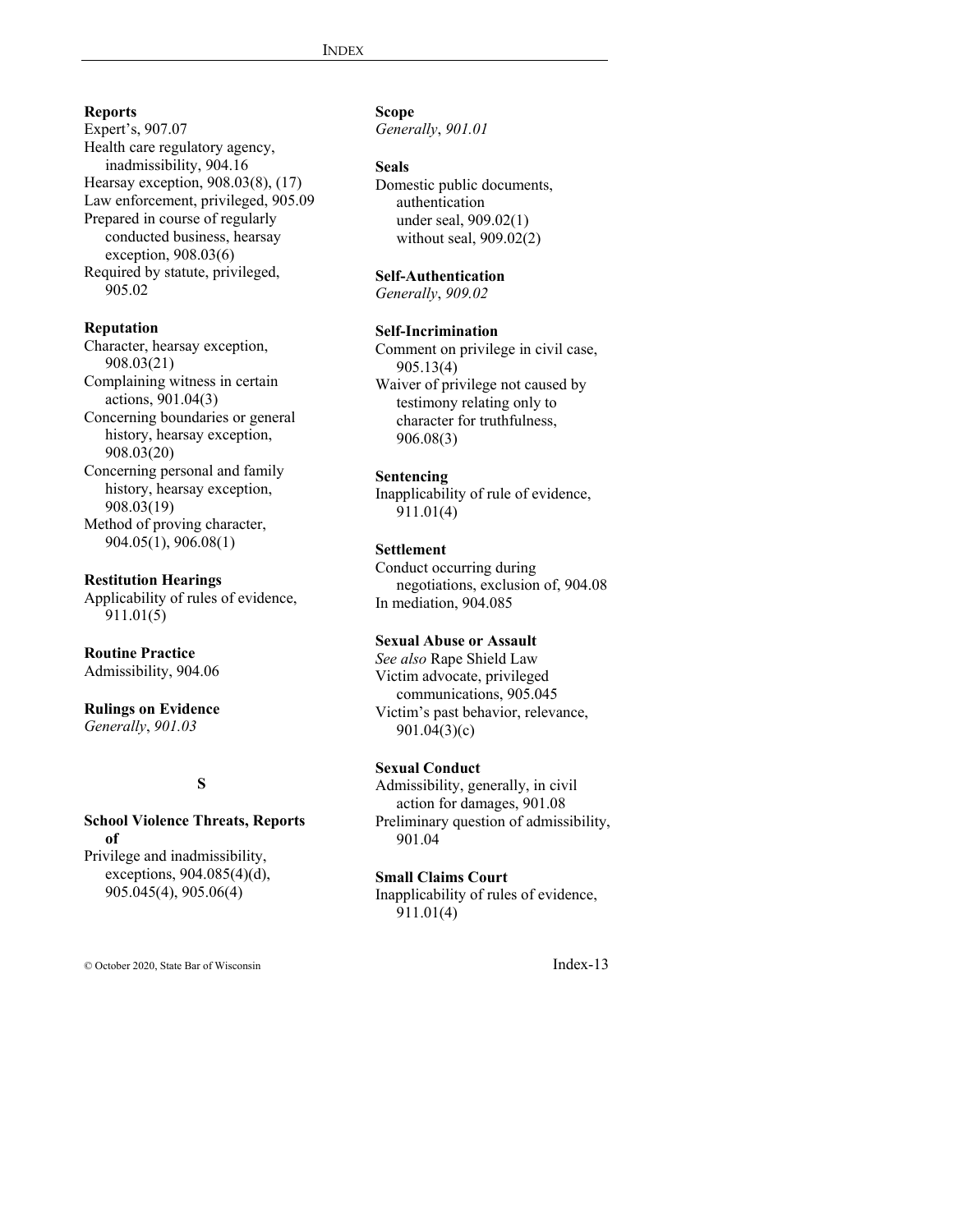**Reports**
Expert's, 907.07
Health care regulatory agency, inadmissibility, 904.16
Hearsay exception, 908.03(8), (17)
Law enforcement, privileged, 905.09
Prepared in course of regularly conducted business, hearsay exception, 908.03(6)
Required by statute, privileged, 905.02

**Reputation**
Character, hearsay exception, 908.03(21)
Complaining witness in certain actions, 901.04(3)
Concerning boundaries or general history, hearsay exception, 908.03(20)
Concerning personal and family history, hearsay exception, 908.03(19)
Method of proving character, 904.05(1), 906.08(1)

**Restitution Hearings**
Applicability of rules of evidence, 911.01(5)

**Routine Practice**
Admissibility, 904.06

**Rulings on Evidence**
*Generally*, *901.03*

## S

**School Violence Threats, Reports of**
Privilege and inadmissibility, exceptions, 904.085(4)(d), 905.045(4), 905.06(4)

**Scope**
*Generally*, *901.01*

**Seals**
Domestic public documents, authentication
under seal, 909.02(1)
without seal, 909.02(2)

**Self-Authentication**
*Generally*, *909.02*

**Self-Incrimination**
Comment on privilege in civil case, 905.13(4)
Waiver of privilege not caused by testimony relating only to character for truthfulness, 906.08(3)

**Sentencing**
Inapplicability of rule of evidence, 911.01(4)

**Settlement**
Conduct occurring during negotiations, exclusion of, 904.08
In mediation, 904.085

**Sexual Abuse or Assault**
*See also* Rape Shield Law
Victim advocate, privileged communications, 905.045
Victim's past behavior, relevance, 901.04(3)(c)

**Sexual Conduct**
Admissibility, generally, in civil action for damages, 901.08
Preliminary question of admissibility, 901.04

**Small Claims Court**
Inapplicability of rules of evidence, 911.01(4)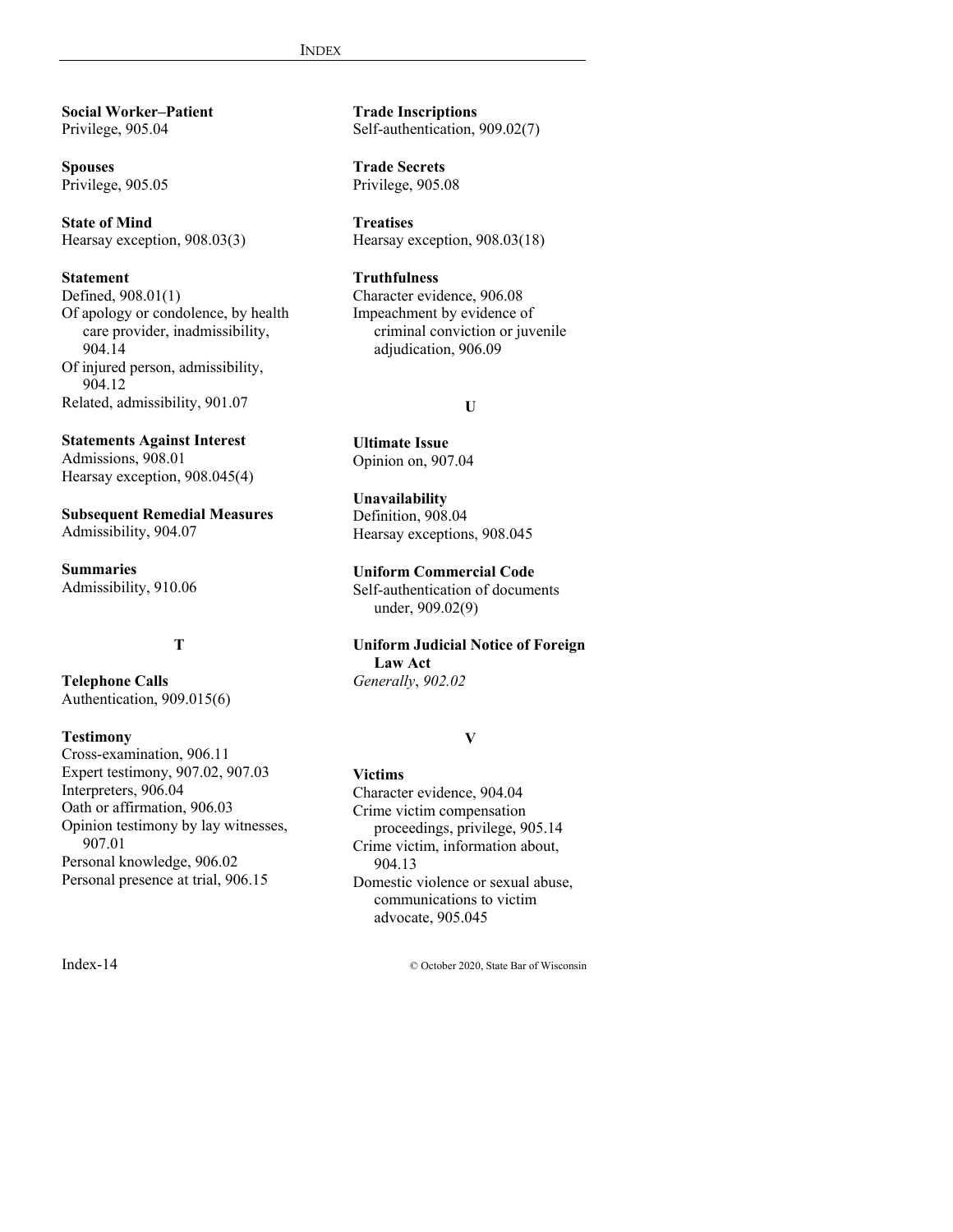**Social Worker–Patient**
Privilege, 905.04

**Spouses**
Privilege, 905.05

**State of Mind**
Hearsay exception, 908.03(3)

**Statement**
Defined, 908.01(1)
Of apology or condolence, by health care provider, inadmissibility, 904.14
Of injured person, admissibility, 904.12
Related, admissibility, 901.07

**Statements Against Interest**
Admissions, 908.01
Hearsay exception, 908.045(4)

**Subsequent Remedial Measures**
Admissibility, 904.07

**Summaries**
Admissibility, 910.06

**T**

**Telephone Calls**
Authentication, 909.015(6)

**Testimony**
Cross-examination, 906.11
Expert testimony, 907.02, 907.03
Interpreters, 906.04
Oath or affirmation, 906.03
Opinion testimony by lay witnesses, 907.01
Personal knowledge, 906.02
Personal presence at trial, 906.15

**Trade Inscriptions**
Self-authentication, 909.02(7)

**Trade Secrets**
Privilege, 905.08

**Treatises**
Hearsay exception, 908.03(18)

**Truthfulness**
Character evidence, 906.08
Impeachment by evidence of criminal conviction or juvenile adjudication, 906.09

**U**

**Ultimate Issue**
Opinion on, 907.04

**Unavailability**
Definition, 908.04
Hearsay exceptions, 908.045

**Uniform Commercial Code**
Self-authentication of documents under, 909.02(9)

**Uniform Judicial Notice of Foreign Law Act**
*Generally*, *902.02*

**V**

**Victims**
Character evidence, 904.04
Crime victim compensation proceedings, privilege, 905.14
Crime victim, information about, 904.13
Domestic violence or sexual abuse, communications to victim advocate, 905.045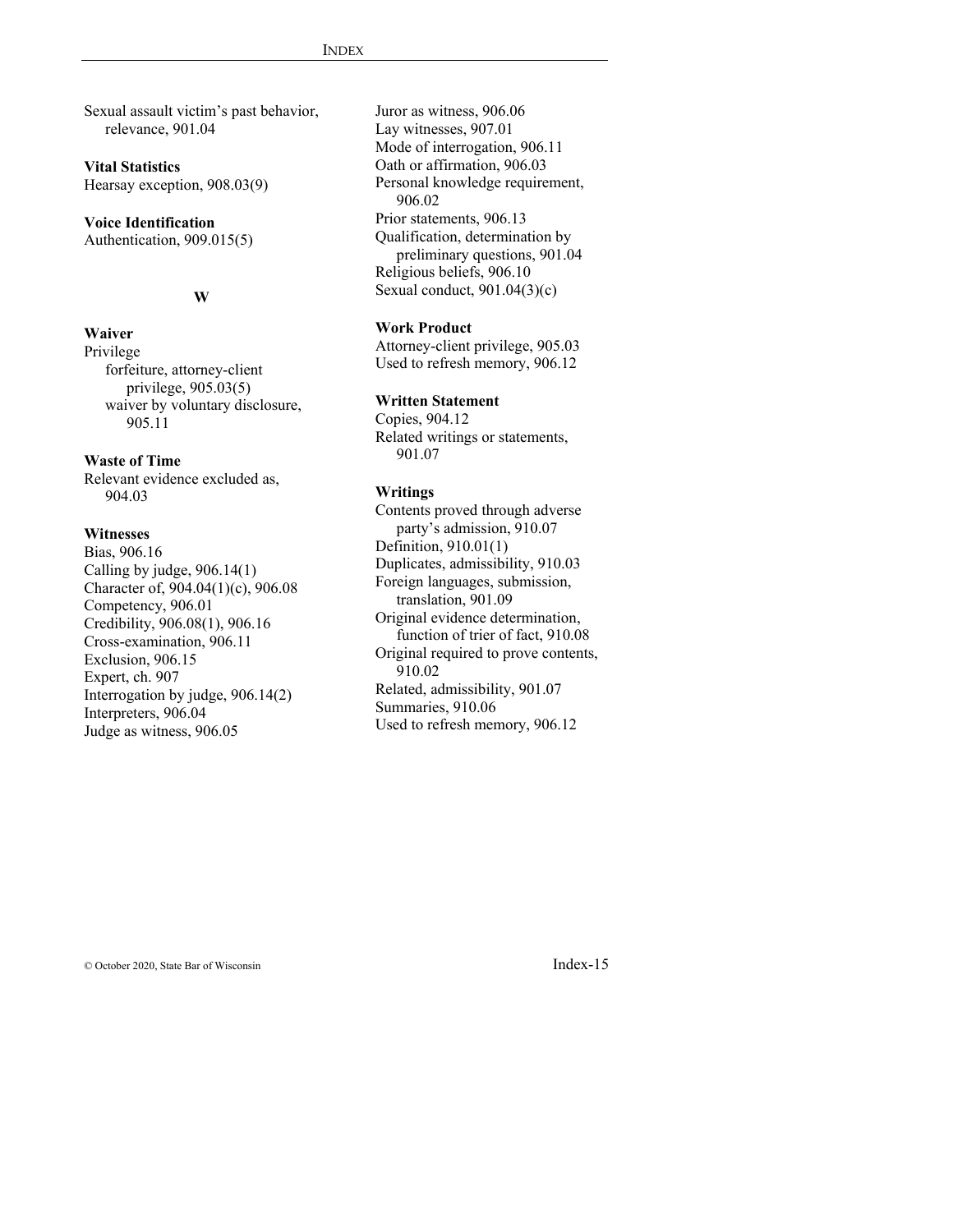Sexual assault victim's past behavior, relevance, 901.04

**Vital Statistics**

Hearsay exception, 908.03(9)

**Voice Identification**

Authentication, 909.015(5)

## W

**Waiver**

Privilege
- forfeiture, attorney-client privilege, 905.03(5)
- waiver by voluntary disclosure, 905.11

**Waste of Time**

Relevant evidence excluded as, 904.03

**Witnesses**

Bias, 906.16
Calling by judge, 906.14(1)
Character of, 904.04(1)(c), 906.08
Competency, 906.01
Credibility, 906.08(1), 906.16
Cross-examination, 906.11
Exclusion, 906.15
Expert, ch. 907
Interrogation by judge, 906.14(2)
Interpreters, 906.04
Judge as witness, 906.05
Juror as witness, 906.06
Lay witnesses, 907.01
Mode of interrogation, 906.11
Oath or affirmation, 906.03
Personal knowledge requirement, 906.02
Prior statements, 906.13
Qualification, determination by preliminary questions, 901.04
Religious beliefs, 906.10
Sexual conduct, 901.04(3)(c)

**Work Product**

Attorney-client privilege, 905.03
Used to refresh memory, 906.12

**Written Statement**

Copies, 904.12
Related writings or statements, 901.07

**Writings**

Contents proved through adverse party's admission, 910.07
Definition, 910.01(1)
Duplicates, admissibility, 910.03
Foreign languages, submission, translation, 901.09
Original evidence determination, function of trier of fact, 910.08
Original required to prove contents, 910.02
Related, admissibility, 901.07
Summaries, 910.06
Used to refresh memory, 906.12